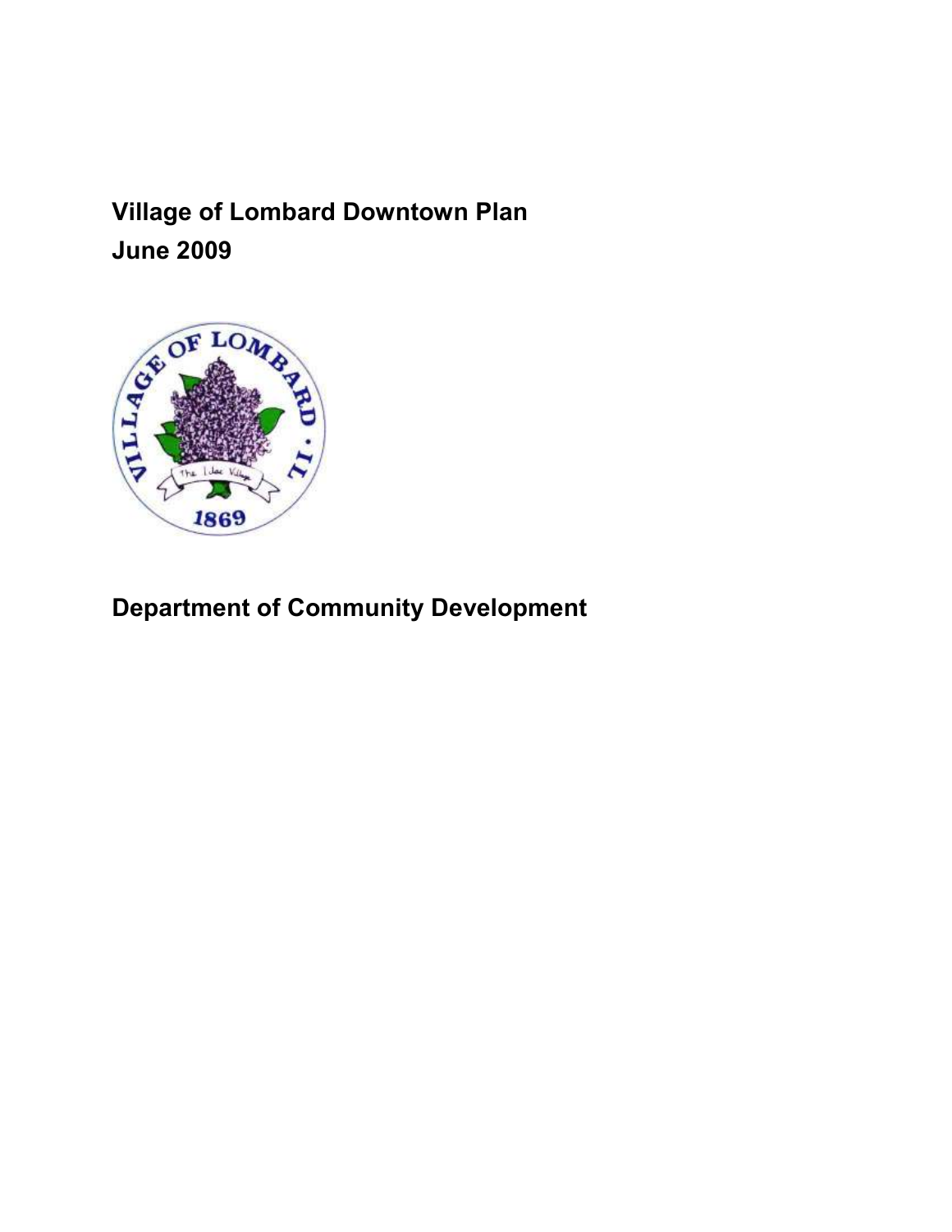# Village of Lombard Downtown Plan

# June 2009

## Department of Community Development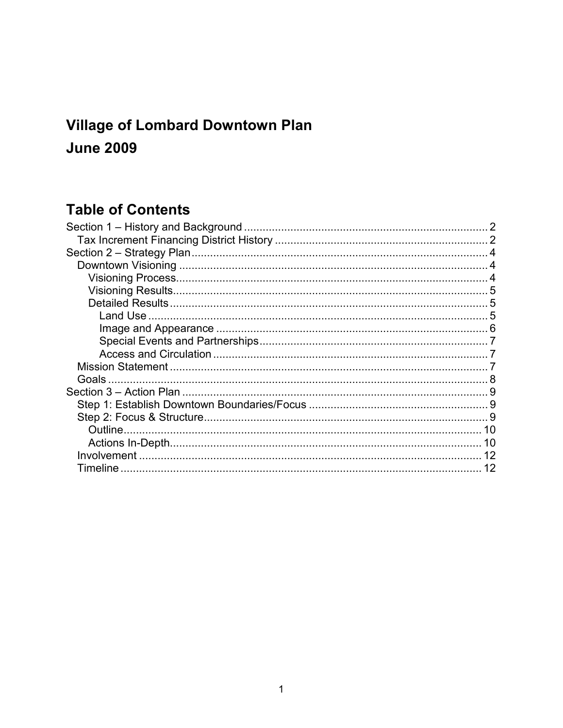# Village of Lombard Downtown Plan

# June 2009

## Table of Contents

- Section 1 – History and Background ..... 2
  - Tax Increment Financing District History ..... 2
- Section 2 – Strategy Plan ..... 4
  - Downtown Visioning ..... 4
    - Visioning Process ..... 4
    - Visioning Results ..... 5
    - Detailed Results ..... 5
      - Land Use ..... 5
      - Image and Appearance ..... 6
      - Special Events and Partnerships ..... 7
      - Access and Circulation ..... 7
  - Mission Statement ..... 7
  - Goals ..... 8
- Section 3 – Action Plan ..... 9
  - Step 1: Establish Downtown Boundaries/Focus ..... 9
  - Step 2: Focus & Structure ..... 9
    - Outline ..... 10
    - Actions In-Depth ..... 10
  - Involvement ..... 12
  - Timeline ..... 12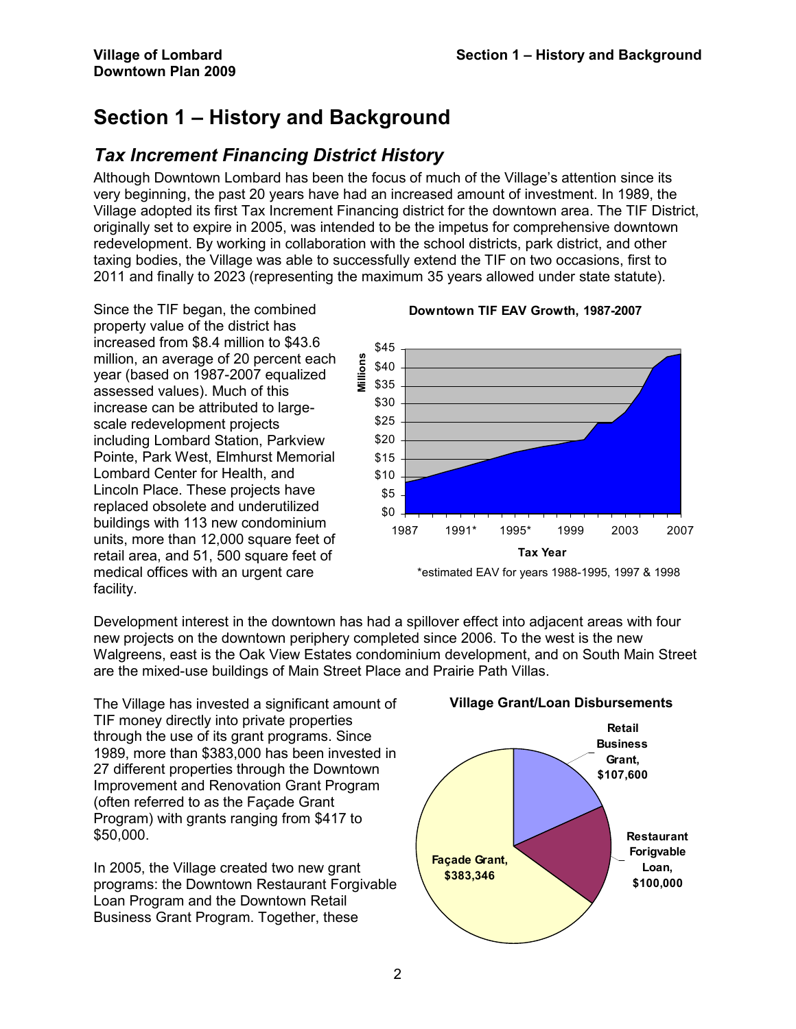# Section 1 – History and Background

## *Tax Increment Financing District History*

Although Downtown Lombard has been the focus of much of the Village's attention since its very beginning, the past 20 years have had an increased amount of investment. In 1989, the Village adopted its first Tax Increment Financing district for the downtown area. The TIF District, originally set to expire in 2005, was intended to be the impetus for comprehensive downtown redevelopment. By working in collaboration with the school districts, park district, and other taxing bodies, the Village was able to successfully extend the TIF on two occasions, first to 2011 and finally to 2023 (representing the maximum 35 years allowed under state statute).

Since the TIF began, the combined property value of the district has increased from $8.4 million to $43.6 million, an average of 20 percent each year (based on 1987-2007 equalized assessed values). Much of this increase can be attributed to large-scale redevelopment projects including Lombard Station, Parkview Pointe, Park West, Elmhurst Memorial Lombard Center for Health, and Lincoln Place. These projects have replaced obsolete and underutilized buildings with 113 new condominium units, more than 12,000 square feet of retail area, and 51, 500 square feet of medical offices with an urgent care facility.

**Downtown TIF EAV Growth, 1987-2007**

*estimated EAV for years 1988-1995, 1997 & 1998

Development interest in the downtown has had a spillover effect into adjacent areas with four new projects on the downtown periphery completed since 2006. To the west is the new Walgreens, east is the Oak View Estates condominium development, and on South Main Street are the mixed-use buildings of Main Street Place and Prairie Path Villas.

The Village has invested a significant amount of TIF money directly into private properties through the use of its grant programs. Since 1989, more than $383,000 has been invested in 27 different properties through the Downtown Improvement and Renovation Grant Program (often referred to as the Façade Grant Program) with grants ranging from $417 to $50,000.

**Village Grant/Loan Disbursements**

In 2005, the Village created two new grant programs: the Downtown Restaurant Forgivable Loan Program and the Downtown Retail Business Grant Program. Together, these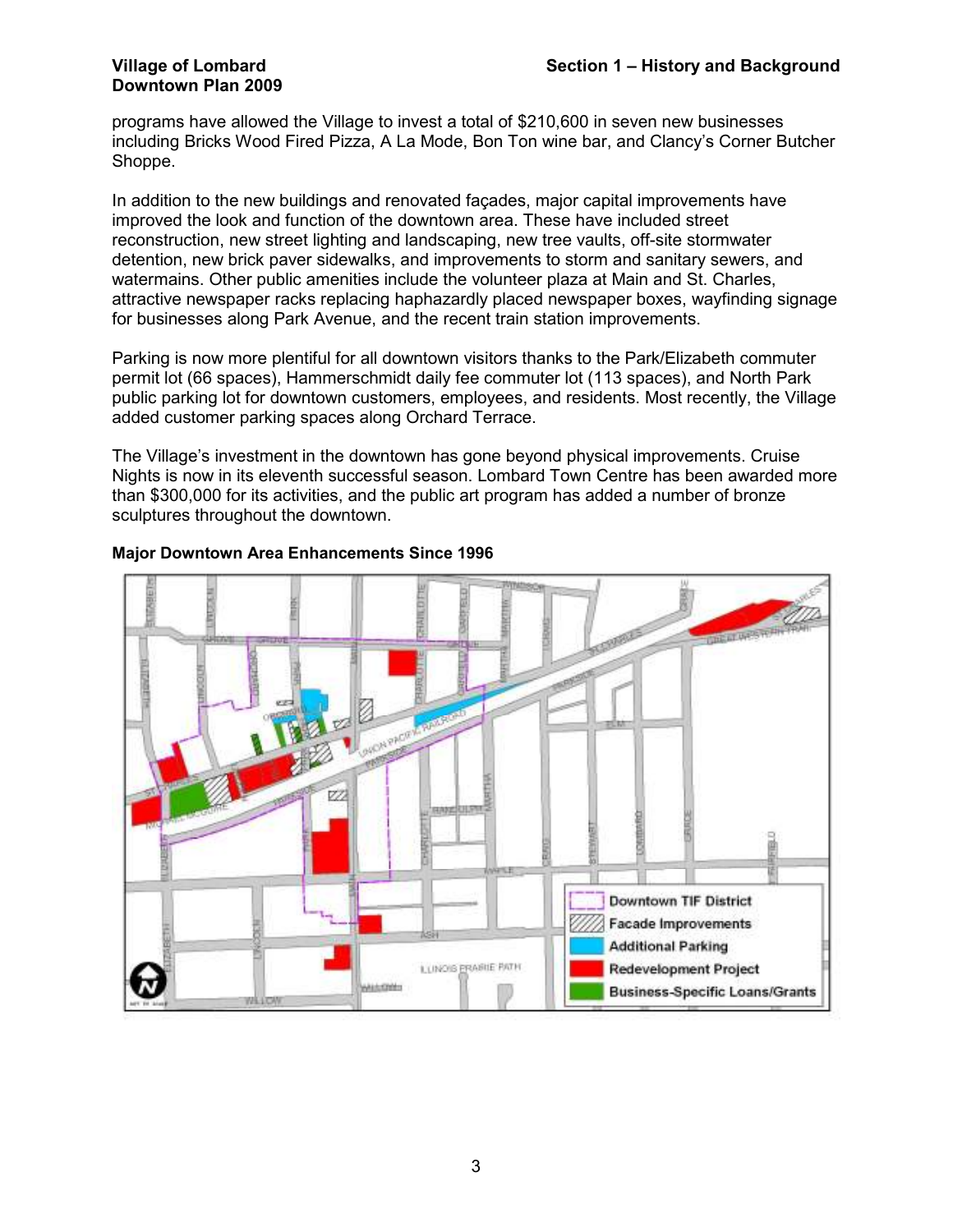programs have allowed the Village to invest a total of $210,600 in seven new businesses including Bricks Wood Fired Pizza, A La Mode, Bon Ton wine bar, and Clancy's Corner Butcher Shoppe.

In addition to the new buildings and renovated façades, major capital improvements have improved the look and function of the downtown area. These have included street reconstruction, new street lighting and landscaping, new tree vaults, off-site stormwater detention, new brick paver sidewalks, and improvements to storm and sanitary sewers, and watermains. Other public amenities include the volunteer plaza at Main and St. Charles, attractive newspaper racks replacing haphazardly placed newspaper boxes, wayfinding signage for businesses along Park Avenue, and the recent train station improvements.

Parking is now more plentiful for all downtown visitors thanks to the Park/Elizabeth commuter permit lot (66 spaces), Hammerschmidt daily fee commuter lot (113 spaces), and North Park public parking lot for downtown customers, employees, and residents. Most recently, the Village added customer parking spaces along Orchard Terrace.

The Village's investment in the downtown has gone beyond physical improvements. Cruise Nights is now in its eleventh successful season. Lombard Town Centre has been awarded more than $300,000 for its activities, and the public art program has added a number of bronze sculptures throughout the downtown.

**Major Downtown Area Enhancements Since 1996**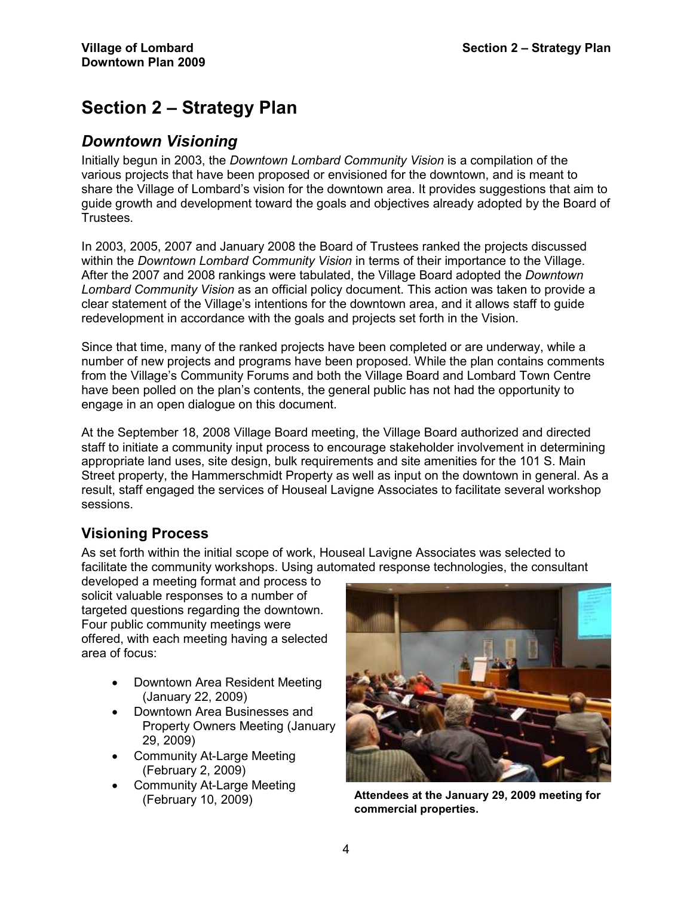# Section 2 – Strategy Plan

## *Downtown Visioning*

Initially begun in 2003, the *Downtown Lombard Community Vision* is a compilation of the various projects that have been proposed or envisioned for the downtown, and is meant to share the Village of Lombard's vision for the downtown area. It provides suggestions that aim to guide growth and development toward the goals and objectives already adopted by the Board of Trustees.

In 2003, 2005, 2007 and January 2008 the Board of Trustees ranked the projects discussed within the *Downtown Lombard Community Vision* in terms of their importance to the Village. After the 2007 and 2008 rankings were tabulated, the Village Board adopted the *Downtown Lombard Community Vision* as an official policy document. This action was taken to provide a clear statement of the Village's intentions for the downtown area, and it allows staff to guide redevelopment in accordance with the goals and projects set forth in the Vision.

Since that time, many of the ranked projects have been completed or are underway, while a number of new projects and programs have been proposed. While the plan contains comments from the Village's Community Forums and both the Village Board and Lombard Town Centre have been polled on the plan's contents, the general public has not had the opportunity to engage in an open dialogue on this document.

At the September 18, 2008 Village Board meeting, the Village Board authorized and directed staff to initiate a community input process to encourage stakeholder involvement in determining appropriate land uses, site design, bulk requirements and site amenities for the 101 S. Main Street property, the Hammerschmidt Property as well as input on the downtown in general. As a result, staff engaged the services of Houseal Lavigne Associates to facilitate several workshop sessions.

### Visioning Process

As set forth within the initial scope of work, Houseal Lavigne Associates was selected to facilitate the community workshops. Using automated response technologies, the consultant developed a meeting format and process to solicit valuable responses to a number of targeted questions regarding the downtown. Four public community meetings were offered, with each meeting having a selected area of focus:

- Downtown Area Resident Meeting (January 22, 2009)
- Downtown Area Businesses and Property Owners Meeting (January 29, 2009)
- Community At-Large Meeting (February 2, 2009)
- Community At-Large Meeting (February 10, 2009)

**Attendees at the January 29, 2009 meeting for commercial properties.**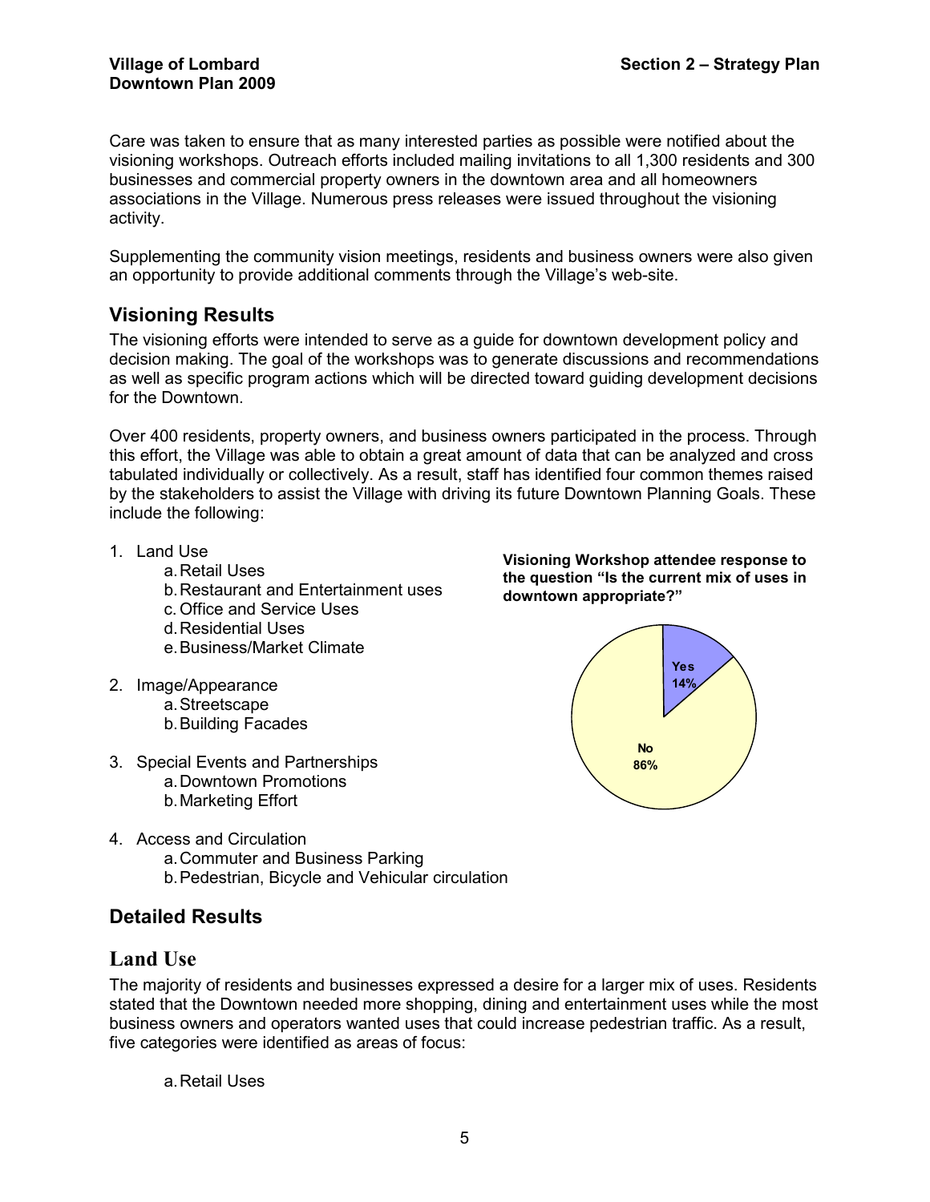Care was taken to ensure that as many interested parties as possible were notified about the visioning workshops. Outreach efforts included mailing invitations to all 1,300 residents and 300 businesses and commercial property owners in the downtown area and all homeowners associations in the Village. Numerous press releases were issued throughout the visioning activity.

Supplementing the community vision meetings, residents and business owners were also given an opportunity to provide additional comments through the Village's web-site.

## Visioning Results

The visioning efforts were intended to serve as a guide for downtown development policy and decision making. The goal of the workshops was to generate discussions and recommendations as well as specific program actions which will be directed toward guiding development decisions for the Downtown.

Over 400 residents, property owners, and business owners participated in the process. Through this effort, the Village was able to obtain a great amount of data that can be analyzed and cross tabulated individually or collectively. As a result, staff has identified four common themes raised by the stakeholders to assist the Village with driving its future Downtown Planning Goals. These include the following:

1. Land Use
   a. Retail Uses
   b. Restaurant and Entertainment uses
   c. Office and Service Uses
   d. Residential Uses
   e. Business/Market Climate
2. Image/Appearance
   a. Streetscape
   b. Building Facades
3. Special Events and Partnerships
   a. Downtown Promotions
   b. Marketing Effort
4. Access and Circulation
   a. Commuter and Business Parking
   b. Pedestrian, Bicycle and Vehicular circulation

**Visioning Workshop attendee response to the question "Is the current mix of uses in downtown appropriate?"**

Yes 14%

No 86%

## Detailed Results

### Land Use

The majority of residents and businesses expressed a desire for a larger mix of uses. Residents stated that the Downtown needed more shopping, dining and entertainment uses while the most business owners and operators wanted uses that could increase pedestrian traffic. As a result, five categories were identified as areas of focus:

a. Retail Uses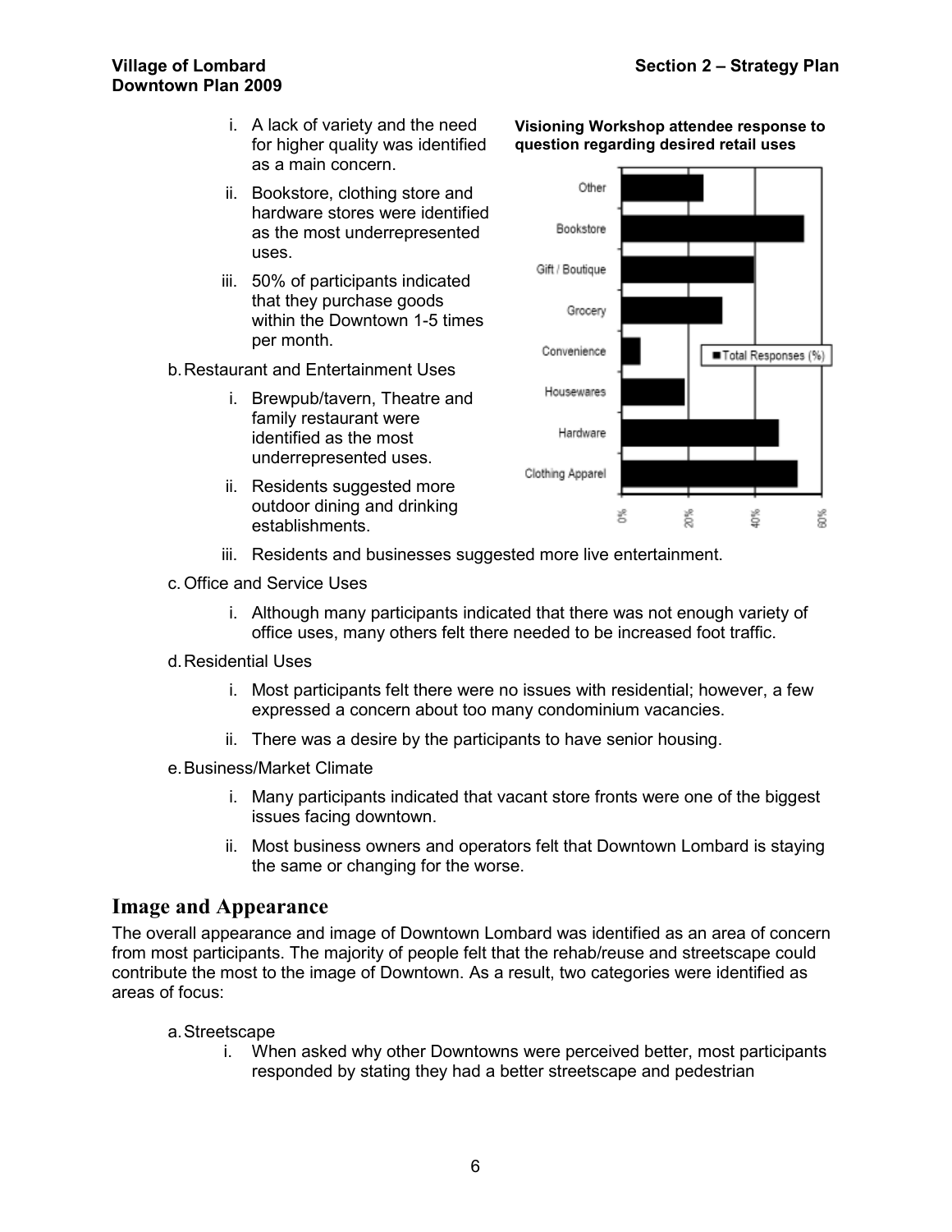i. A lack of variety and the need for higher quality was identified as a main concern.

ii. Bookstore, clothing store and hardware stores were identified as the most underrepresented uses.

iii. 50% of participants indicated that they purchase goods within the Downtown 1-5 times per month.

**Visioning Workshop attendee response to question regarding desired retail uses**

b. Restaurant and Entertainment Uses

i. Brewpub/tavern, Theatre and family restaurant were identified as the most underrepresented uses.

ii. Residents suggested more outdoor dining and drinking establishments.

iii. Residents and businesses suggested more live entertainment.

c. Office and Service Uses

i. Although many participants indicated that there was not enough variety of office uses, many others felt there needed to be increased foot traffic.

d. Residential Uses

i. Most participants felt there were no issues with residential; however, a few expressed a concern about too many condominium vacancies.

ii. There was a desire by the participants to have senior housing.

e. Business/Market Climate

i. Many participants indicated that vacant store fronts were one of the biggest issues facing downtown.

ii. Most business owners and operators felt that Downtown Lombard is staying the same or changing for the worse.

## Image and Appearance

The overall appearance and image of Downtown Lombard was identified as an area of concern from most participants. The majority of people felt that the rehab/reuse and streetscape could contribute the most to the image of Downtown. As a result, two categories were identified as areas of focus:

a. Streetscape

i. When asked why other Downtowns were perceived better, most participants responded by stating they had a better streetscape and pedestrian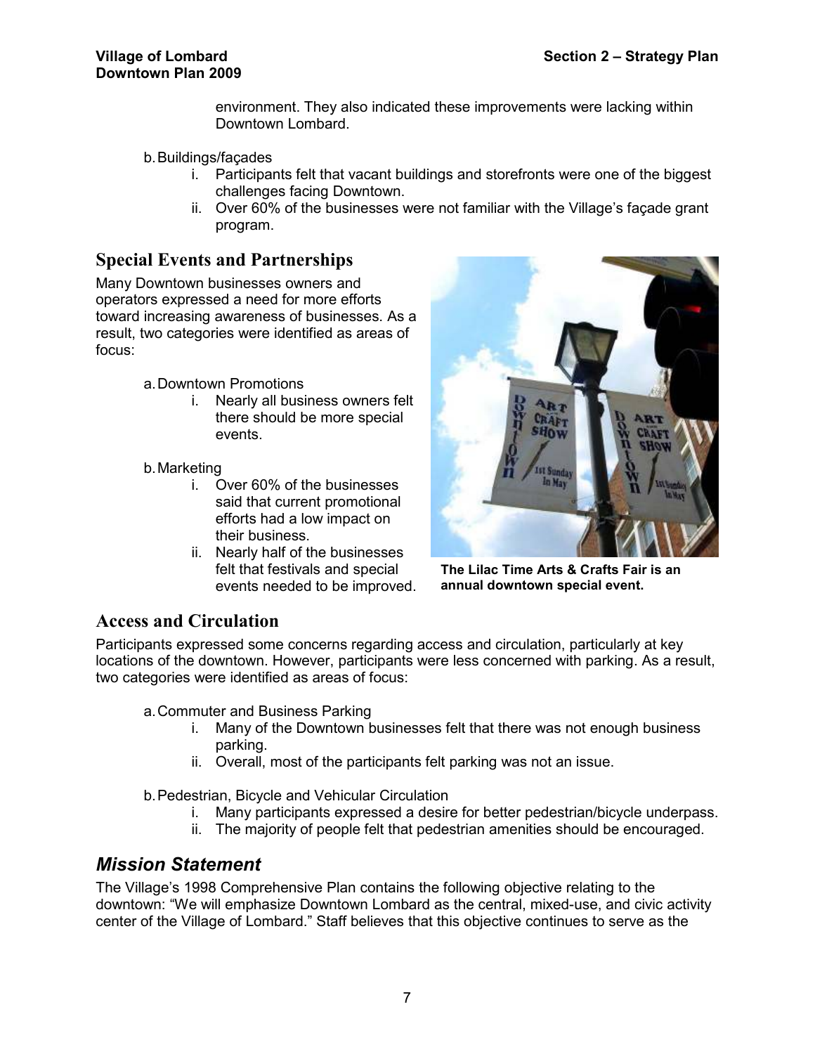environment. They also indicated these improvements were lacking within Downtown Lombard.

b. Buildings/façades
   i. Participants felt that vacant buildings and storefronts were one of the biggest challenges facing Downtown.
   ii. Over 60% of the businesses were not familiar with the Village's façade grant program.

## Special Events and Partnerships

Many Downtown businesses owners and operators expressed a need for more efforts toward increasing awareness of businesses. As a result, two categories were identified as areas of focus:

a. Downtown Promotions
   i. Nearly all business owners felt there should be more special events.

b. Marketing
   i. Over 60% of the businesses said that current promotional efforts had a low impact on their business.
   ii. Nearly half of the businesses felt that festivals and special events needed to be improved.

**The Lilac Time Arts & Crafts Fair is an annual downtown special event.**

## Access and Circulation

Participants expressed some concerns regarding access and circulation, particularly at key locations of the downtown. However, participants were less concerned with parking. As a result, two categories were identified as areas of focus:

a. Commuter and Business Parking
   i. Many of the Downtown businesses felt that there was not enough business parking.
   ii. Overall, most of the participants felt parking was not an issue.

b. Pedestrian, Bicycle and Vehicular Circulation
   i. Many participants expressed a desire for better pedestrian/bicycle underpass.
   ii. The majority of people felt that pedestrian amenities should be encouraged.

## *Mission Statement*

The Village's 1998 Comprehensive Plan contains the following objective relating to the downtown: "We will emphasize Downtown Lombard as the central, mixed-use, and civic activity center of the Village of Lombard." Staff believes that this objective continues to serve as the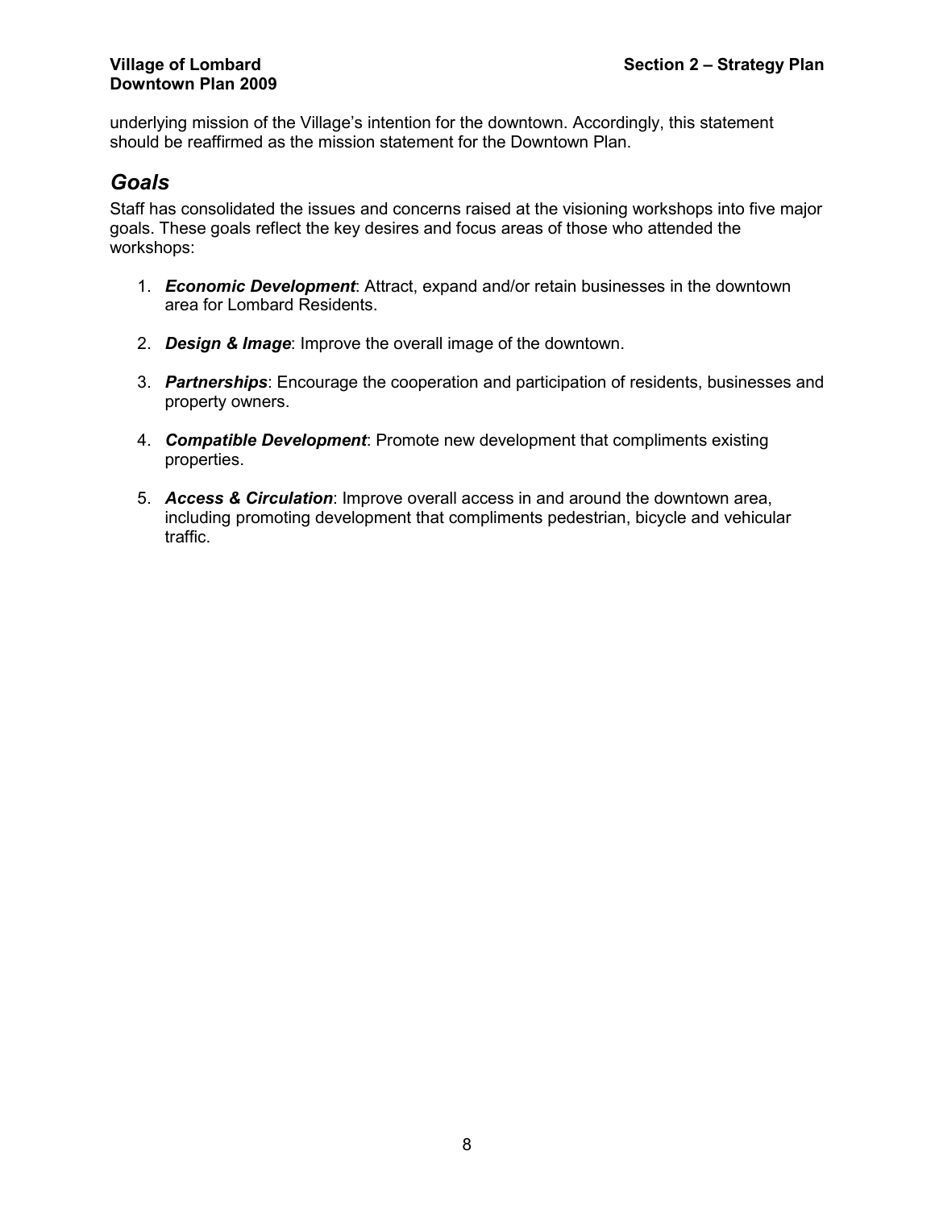underlying mission of the Village's intention for the downtown. Accordingly, this statement should be reaffirmed as the mission statement for the Downtown Plan.

## *Goals*

Staff has consolidated the issues and concerns raised at the visioning workshops into five major goals. These goals reflect the key desires and focus areas of those who attended the workshops:

1. ***Economic Development***: Attract, expand and/or retain businesses in the downtown area for Lombard Residents.

2. ***Design & Image***: Improve the overall image of the downtown.

3. ***Partnerships***: Encourage the cooperation and participation of residents, businesses and property owners.

4. ***Compatible Development***: Promote new development that compliments existing properties.

5. ***Access & Circulation***: Improve overall access in and around the downtown area, including promoting development that compliments pedestrian, bicycle and vehicular traffic.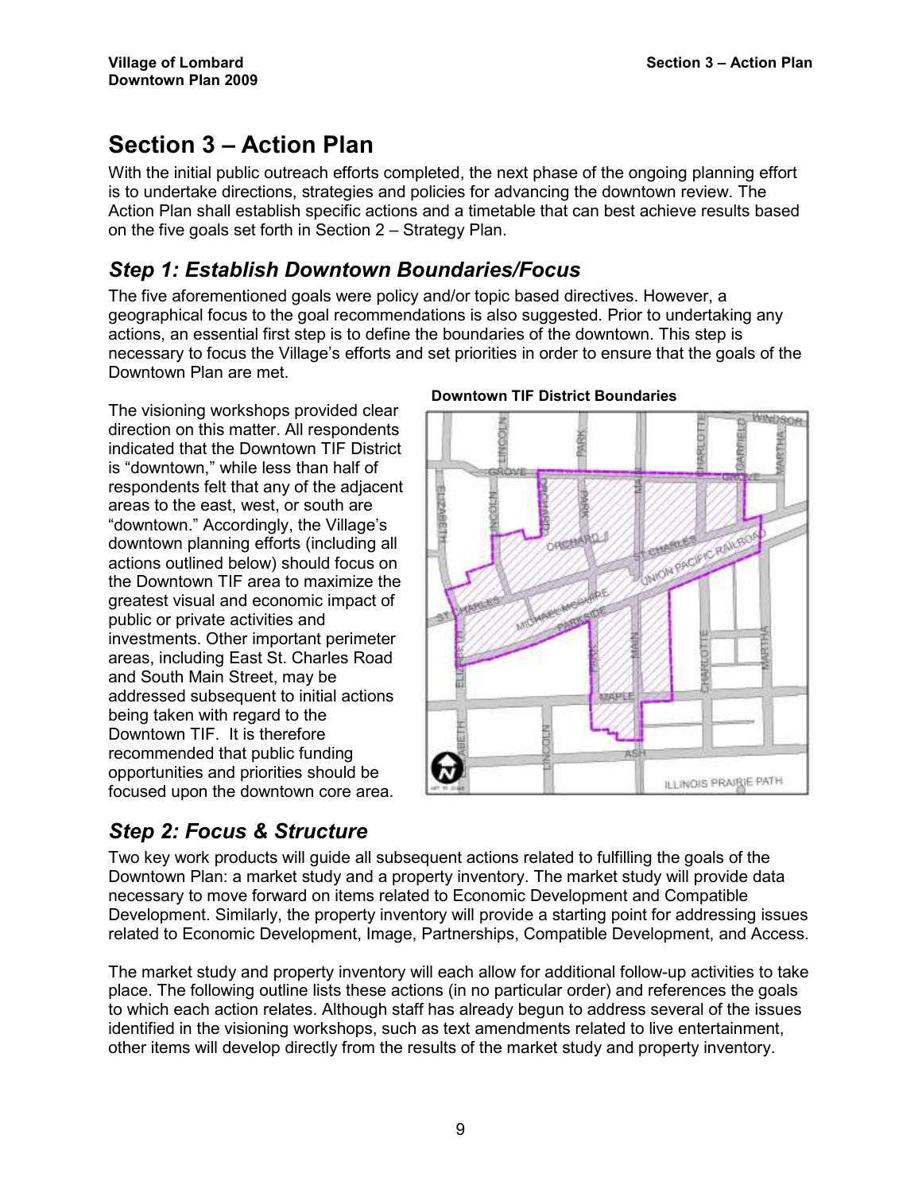# Section 3 – Action Plan

With the initial public outreach efforts completed, the next phase of the ongoing planning effort is to undertake directions, strategies and policies for advancing the downtown review. The Action Plan shall establish specific actions and a timetable that can best achieve results based on the five goals set forth in Section 2 – Strategy Plan.

## *Step 1: Establish Downtown Boundaries/Focus*

The five aforementioned goals were policy and/or topic based directives. However, a geographical focus to the goal recommendations is also suggested. Prior to undertaking any actions, an essential first step is to define the boundaries of the downtown. This step is necessary to focus the Village's efforts and set priorities in order to ensure that the goals of the Downtown Plan are met.

The visioning workshops provided clear direction on this matter. All respondents indicated that the Downtown TIF District is "downtown," while less than half of respondents felt that any of the adjacent areas to the east, west, or south are "downtown." Accordingly, the Village's downtown planning efforts (including all actions outlined below) should focus on the Downtown TIF area to maximize the greatest visual and economic impact of public or private activities and investments. Other important perimeter areas, including East St. Charles Road and South Main Street, may be addressed subsequent to initial actions being taken with regard to the Downtown TIF. It is therefore recommended that public funding opportunities and priorities should be focused upon the downtown core area.

**Downtown TIF District Boundaries**

## *Step 2: Focus & Structure*

Two key work products will guide all subsequent actions related to fulfilling the goals of the Downtown Plan: a market study and a property inventory. The market study will provide data necessary to move forward on items related to Economic Development and Compatible Development. Similarly, the property inventory will provide a starting point for addressing issues related to Economic Development, Image, Partnerships, Compatible Development, and Access.

The market study and property inventory will each allow for additional follow-up activities to take place. The following outline lists these actions (in no particular order) and references the goals to which each action relates. Although staff has already begun to address several of the issues identified in the visioning workshops, such as text amendments related to live entertainment, other items will develop directly from the results of the market study and property inventory.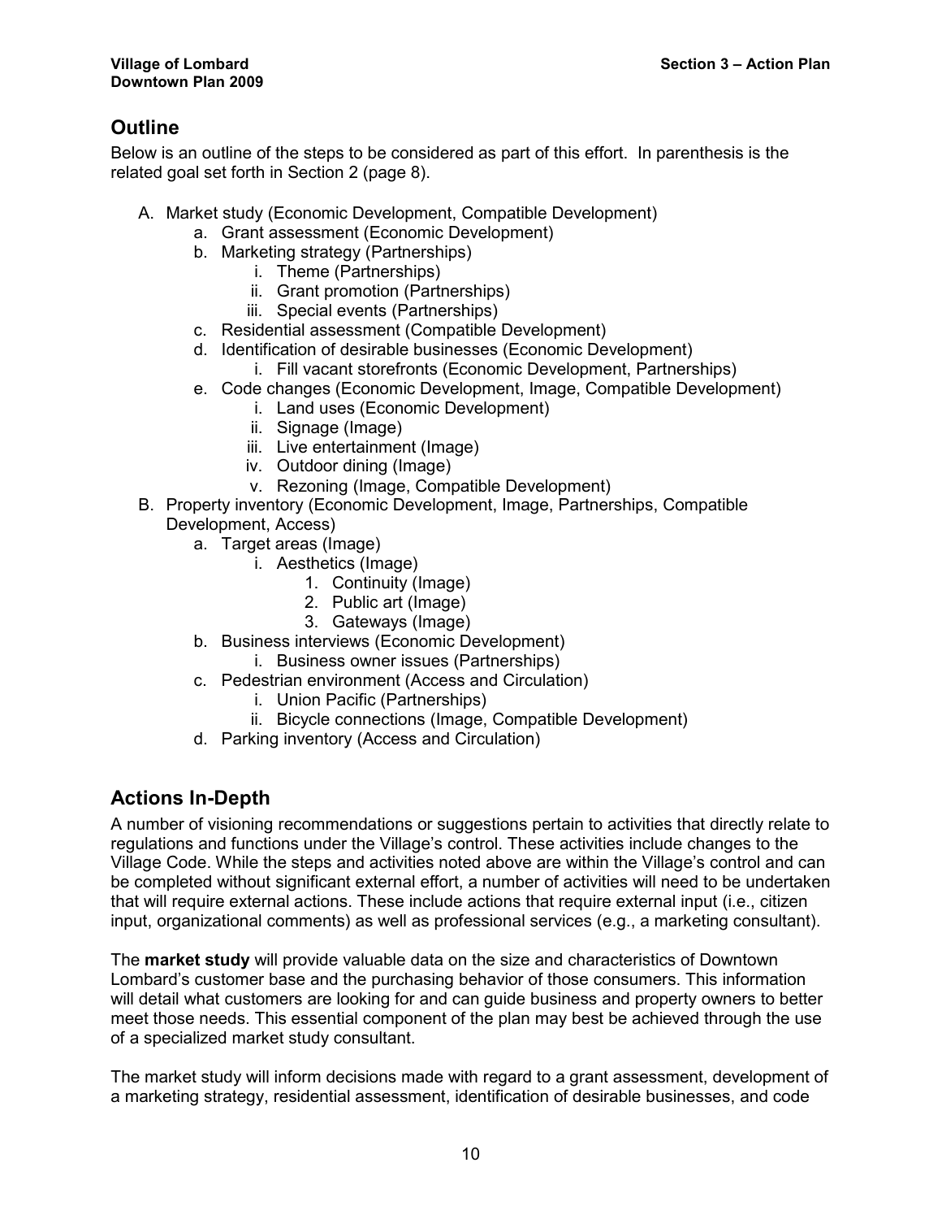## Outline

Below is an outline of the steps to be considered as part of this effort. In parenthesis is the related goal set forth in Section 2 (page 8).

- A. Market study (Economic Development, Compatible Development)
    - a. Grant assessment (Economic Development)
    - b. Marketing strategy (Partnerships)
        - i. Theme (Partnerships)
        - ii. Grant promotion (Partnerships)
        - iii. Special events (Partnerships)
    - c. Residential assessment (Compatible Development)
    - d. Identification of desirable businesses (Economic Development)
        - i. Fill vacant storefronts (Economic Development, Partnerships)
    - e. Code changes (Economic Development, Image, Compatible Development)
        - i. Land uses (Economic Development)
        - ii. Signage (Image)
        - iii. Live entertainment (Image)
        - iv. Outdoor dining (Image)
        - v. Rezoning (Image, Compatible Development)
- B. Property inventory (Economic Development, Image, Partnerships, Compatible Development, Access)
    - a. Target areas (Image)
        - i. Aesthetics (Image)
            1. Continuity (Image)
            2. Public art (Image)
            3. Gateways (Image)
    - b. Business interviews (Economic Development)
        - i. Business owner issues (Partnerships)
    - c. Pedestrian environment (Access and Circulation)
        - i. Union Pacific (Partnerships)
        - ii. Bicycle connections (Image, Compatible Development)
    - d. Parking inventory (Access and Circulation)

## Actions In-Depth

A number of visioning recommendations or suggestions pertain to activities that directly relate to regulations and functions under the Village's control. These activities include changes to the Village Code. While the steps and activities noted above are within the Village's control and can be completed without significant external effort, a number of activities will need to be undertaken that will require external actions. These include actions that require external input (i.e., citizen input, organizational comments) as well as professional services (e.g., a marketing consultant).

The **market study** will provide valuable data on the size and characteristics of Downtown Lombard's customer base and the purchasing behavior of those consumers. This information will detail what customers are looking for and can guide business and property owners to better meet those needs. This essential component of the plan may best be achieved through the use of a specialized market study consultant.

The market study will inform decisions made with regard to a grant assessment, development of a marketing strategy, residential assessment, identification of desirable businesses, and code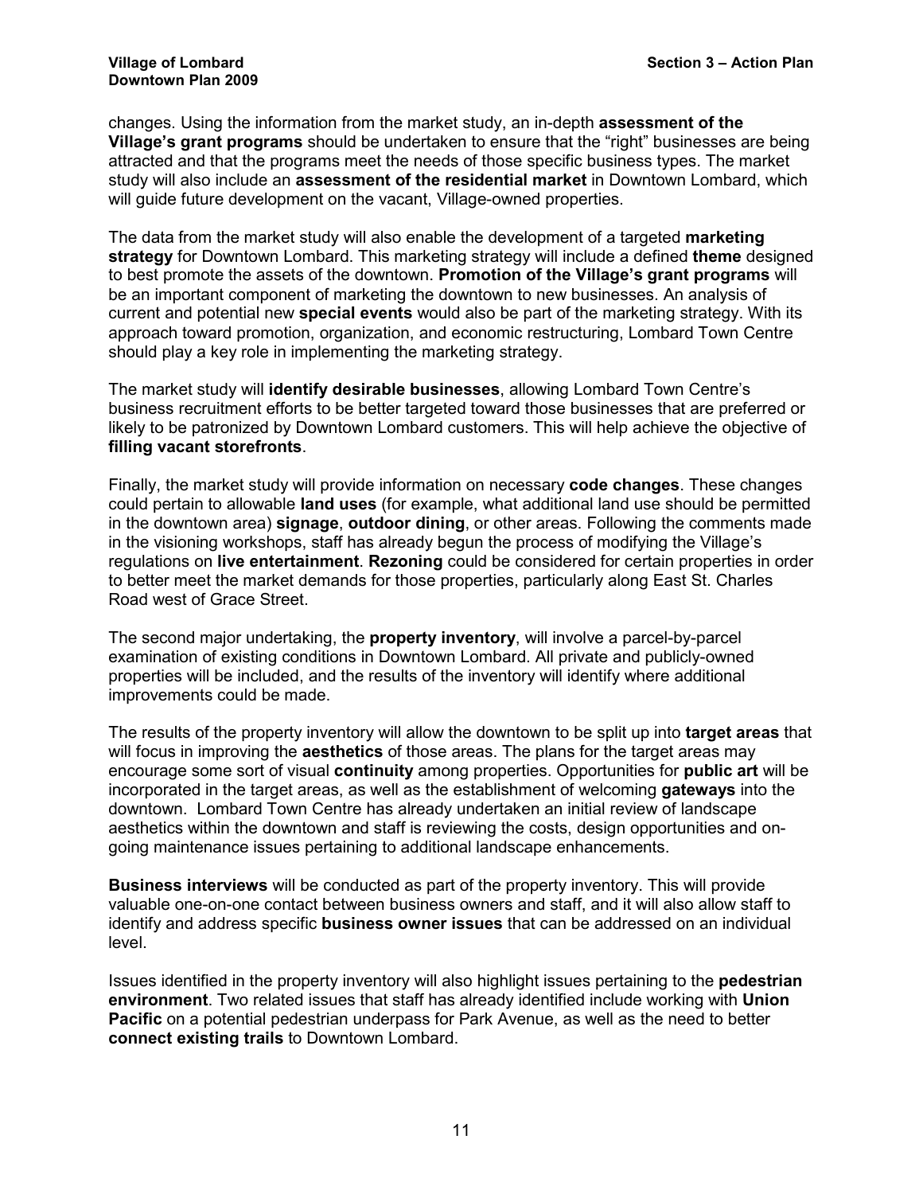changes. Using the information from the market study, an in-depth **assessment of the Village's grant programs** should be undertaken to ensure that the "right" businesses are being attracted and that the programs meet the needs of those specific business types. The market study will also include an **assessment of the residential market** in Downtown Lombard, which will guide future development on the vacant, Village-owned properties.

The data from the market study will also enable the development of a targeted **marketing strategy** for Downtown Lombard. This marketing strategy will include a defined **theme** designed to best promote the assets of the downtown. **Promotion of the Village's grant programs** will be an important component of marketing the downtown to new businesses. An analysis of current and potential new **special events** would also be part of the marketing strategy. With its approach toward promotion, organization, and economic restructuring, Lombard Town Centre should play a key role in implementing the marketing strategy.

The market study will **identify desirable businesses**, allowing Lombard Town Centre's business recruitment efforts to be better targeted toward those businesses that are preferred or likely to be patronized by Downtown Lombard customers. This will help achieve the objective of **filling vacant storefronts**.

Finally, the market study will provide information on necessary **code changes**. These changes could pertain to allowable **land uses** (for example, what additional land use should be permitted in the downtown area) **signage**, **outdoor dining**, or other areas. Following the comments made in the visioning workshops, staff has already begun the process of modifying the Village's regulations on **live entertainment**. **Rezoning** could be considered for certain properties in order to better meet the market demands for those properties, particularly along East St. Charles Road west of Grace Street.

The second major undertaking, the **property inventory**, will involve a parcel-by-parcel examination of existing conditions in Downtown Lombard. All private and publicly-owned properties will be included, and the results of the inventory will identify where additional improvements could be made.

The results of the property inventory will allow the downtown to be split up into **target areas** that will focus in improving the **aesthetics** of those areas. The plans for the target areas may encourage some sort of visual **continuity** among properties. Opportunities for **public art** will be incorporated in the target areas, as well as the establishment of welcoming **gateways** into the downtown. Lombard Town Centre has already undertaken an initial review of landscape aesthetics within the downtown and staff is reviewing the costs, design opportunities and on-going maintenance issues pertaining to additional landscape enhancements.

**Business interviews** will be conducted as part of the property inventory. This will provide valuable one-on-one contact between business owners and staff, and it will also allow staff to identify and address specific **business owner issues** that can be addressed on an individual level.

Issues identified in the property inventory will also highlight issues pertaining to the **pedestrian environment**. Two related issues that staff has already identified include working with **Union Pacific** on a potential pedestrian underpass for Park Avenue, as well as the need to better **connect existing trails** to Downtown Lombard.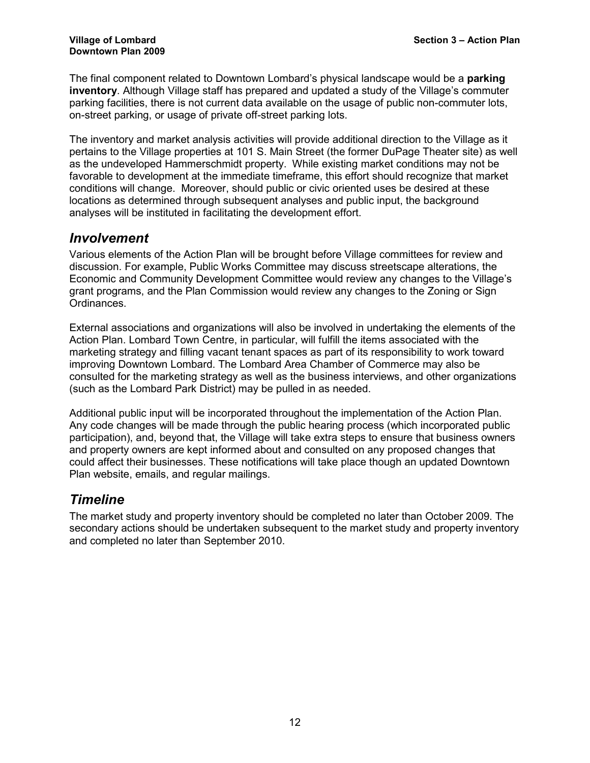The final component related to Downtown Lombard's physical landscape would be a **parking inventory**. Although Village staff has prepared and updated a study of the Village's commuter parking facilities, there is not current data available on the usage of public non-commuter lots, on-street parking, or usage of private off-street parking lots.

The inventory and market analysis activities will provide additional direction to the Village as it pertains to the Village properties at 101 S. Main Street (the former DuPage Theater site) as well as the undeveloped Hammerschmidt property. While existing market conditions may not be favorable to development at the immediate timeframe, this effort should recognize that market conditions will change. Moreover, should public or civic oriented uses be desired at these locations as determined through subsequent analyses and public input, the background analyses will be instituted in facilitating the development effort.

## *Involvement*

Various elements of the Action Plan will be brought before Village committees for review and discussion. For example, Public Works Committee may discuss streetscape alterations, the Economic and Community Development Committee would review any changes to the Village's grant programs, and the Plan Commission would review any changes to the Zoning or Sign Ordinances.

External associations and organizations will also be involved in undertaking the elements of the Action Plan. Lombard Town Centre, in particular, will fulfill the items associated with the marketing strategy and filling vacant tenant spaces as part of its responsibility to work toward improving Downtown Lombard. The Lombard Area Chamber of Commerce may also be consulted for the marketing strategy as well as the business interviews, and other organizations (such as the Lombard Park District) may be pulled in as needed.

Additional public input will be incorporated throughout the implementation of the Action Plan. Any code changes will be made through the public hearing process (which incorporated public participation), and, beyond that, the Village will take extra steps to ensure that business owners and property owners are kept informed about and consulted on any proposed changes that could affect their businesses. These notifications will take place though an updated Downtown Plan website, emails, and regular mailings.

## *Timeline*

The market study and property inventory should be completed no later than October 2009. The secondary actions should be undertaken subsequent to the market study and property inventory and completed no later than September 2010.